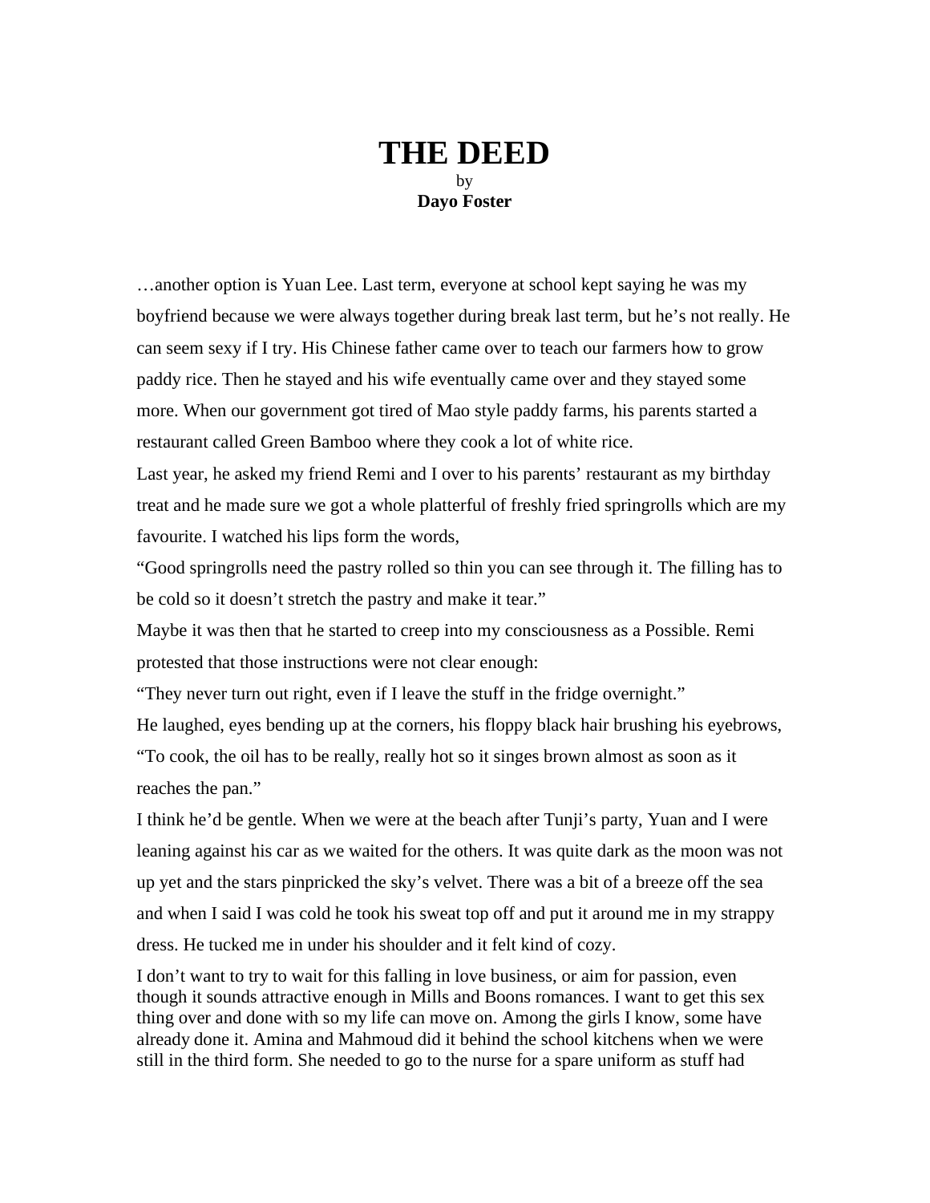# THE DEED

by

**Dayo Foster**

…another option is Yuan Lee. Last term, everyone at school kept saying he was my boyfriend because we were always together during break last term, but he's not really. He can seem sexy if I try. His Chinese father came over to teach our farmers how to grow paddy rice. Then he stayed and his wife eventually came over and they stayed some more. When our government got tired of Mao style paddy farms, his parents started a restaurant called Green Bamboo where they cook a lot of white rice.

Last year, he asked my friend Remi and I over to his parents' restaurant as my birthday treat and he made sure we got a whole platterful of freshly fried springrolls which are my favourite. I watched his lips form the words,

"Good springrolls need the pastry rolled so thin you can see through it. The filling has to be cold so it doesn't stretch the pastry and make it tear."

Maybe it was then that he started to creep into my consciousness as a Possible. Remi protested that those instructions were not clear enough:

"They never turn out right, even if I leave the stuff in the fridge overnight."

He laughed, eyes bending up at the corners, his floppy black hair brushing his eyebrows,

"To cook, the oil has to be really, really hot so it singes brown almost as soon as it reaches the pan."

I think he'd be gentle. When we were at the beach after Tunji's party, Yuan and I were leaning against his car as we waited for the others. It was quite dark as the moon was not up yet and the stars pinpricked the sky's velvet. There was a bit of a breeze off the sea and when I said I was cold he took his sweat top off and put it around me in my strappy dress. He tucked me in under his shoulder and it felt kind of cozy.

I don't want to try to wait for this falling in love business, or aim for passion, even though it sounds attractive enough in Mills and Boons romances. I want to get this sex thing over and done with so my life can move on. Among the girls I know, some have already done it. Amina and Mahmoud did it behind the school kitchens when we were still in the third form. She needed to go to the nurse for a spare uniform as stuff had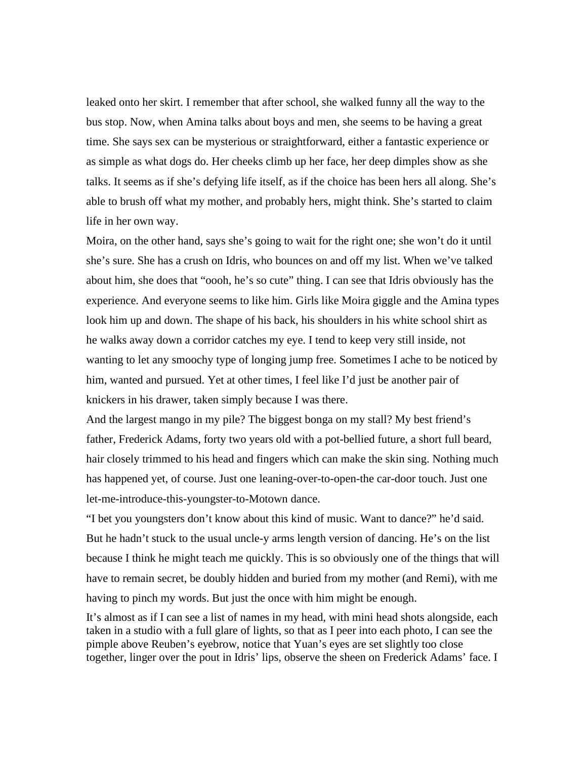leaked onto her skirt. I remember that after school, she walked funny all the way to the bus stop. Now, when Amina talks about boys and men, she seems to be having a great time. She says sex can be mysterious or straightforward, either a fantastic experience or as simple as what dogs do. Her cheeks climb up her face, her deep dimples show as she talks. It seems as if she's defying life itself, as if the choice has been hers all along. She's able to brush off what my mother, and probably hers, might think. She's started to claim life in her own way.

Moira, on the other hand, says she's going to wait for the right one; she won't do it until she's sure. She has a crush on Idris, who bounces on and off my list. When we've talked about him, she does that "oooh, he's so cute" thing. I can see that Idris obviously has the experience. And everyone seems to like him. Girls like Moira giggle and the Amina types look him up and down. The shape of his back, his shoulders in his white school shirt as he walks away down a corridor catches my eye. I tend to keep very still inside, not wanting to let any smoochy type of longing jump free. Sometimes I ache to be noticed by him, wanted and pursued. Yet at other times, I feel like I'd just be another pair of knickers in his drawer, taken simply because I was there.

And the largest mango in my pile? The biggest bonga on my stall? My best friend's father, Frederick Adams, forty two years old with a pot-bellied future, a short full beard, hair closely trimmed to his head and fingers which can make the skin sing. Nothing much has happened yet, of course. Just one leaning-over-to-open-the car-door touch. Just one let-me-introduce-this-youngster-to-Motown dance.

"I bet you youngsters don't know about this kind of music. Want to dance?" he'd said. But he hadn't stuck to the usual uncle-y arms length version of dancing. He's on the list because I think he might teach me quickly. This is so obviously one of the things that will have to remain secret, be doubly hidden and buried from my mother (and Remi), with me having to pinch my words. But just the once with him might be enough.

It's almost as if I can see a list of names in my head, with mini head shots alongside, each taken in a studio with a full glare of lights, so that as I peer into each photo, I can see the pimple above Reuben's eyebrow, notice that Yuan's eyes are set slightly too close together, linger over the pout in Idris' lips, observe the sheen on Frederick Adams' face. I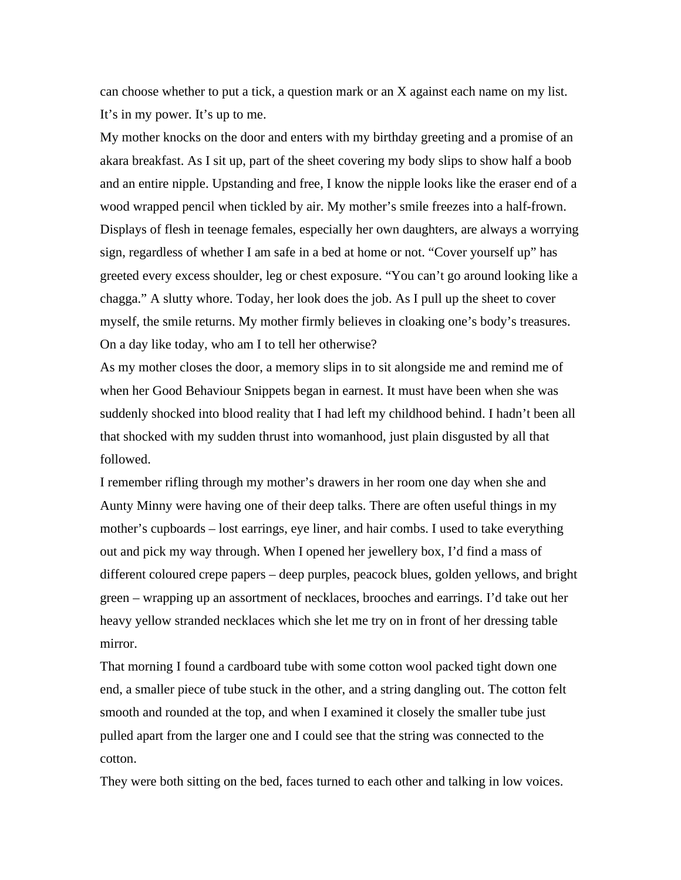can choose whether to put a tick, a question mark or an X against each name on my list. It's in my power. It's up to me.

My mother knocks on the door and enters with my birthday greeting and a promise of an akara breakfast. As I sit up, part of the sheet covering my body slips to show half a boob and an entire nipple. Upstanding and free, I know the nipple looks like the eraser end of a wood wrapped pencil when tickled by air. My mother's smile freezes into a half-frown. Displays of flesh in teenage females, especially her own daughters, are always a worrying sign, regardless of whether I am safe in a bed at home or not. "Cover yourself up" has greeted every excess shoulder, leg or chest exposure. "You can't go around looking like a chagga." A slutty whore. Today, her look does the job. As I pull up the sheet to cover myself, the smile returns. My mother firmly believes in cloaking one's body's treasures. On a day like today, who am I to tell her otherwise?

As my mother closes the door, a memory slips in to sit alongside me and remind me of when her Good Behaviour Snippets began in earnest. It must have been when she was suddenly shocked into blood reality that I had left my childhood behind. I hadn't been all that shocked with my sudden thrust into womanhood, just plain disgusted by all that followed.

I remember rifling through my mother's drawers in her room one day when she and Aunty Minny were having one of their deep talks. There are often useful things in my mother's cupboards – lost earrings, eye liner, and hair combs. I used to take everything out and pick my way through. When I opened her jewellery box, I'd find a mass of different coloured crepe papers – deep purples, peacock blues, golden yellows, and bright green – wrapping up an assortment of necklaces, brooches and earrings. I'd take out her heavy yellow stranded necklaces which she let me try on in front of her dressing table mirror.

That morning I found a cardboard tube with some cotton wool packed tight down one end, a smaller piece of tube stuck in the other, and a string dangling out. The cotton felt smooth and rounded at the top, and when I examined it closely the smaller tube just pulled apart from the larger one and I could see that the string was connected to the cotton.

They were both sitting on the bed, faces turned to each other and talking in low voices.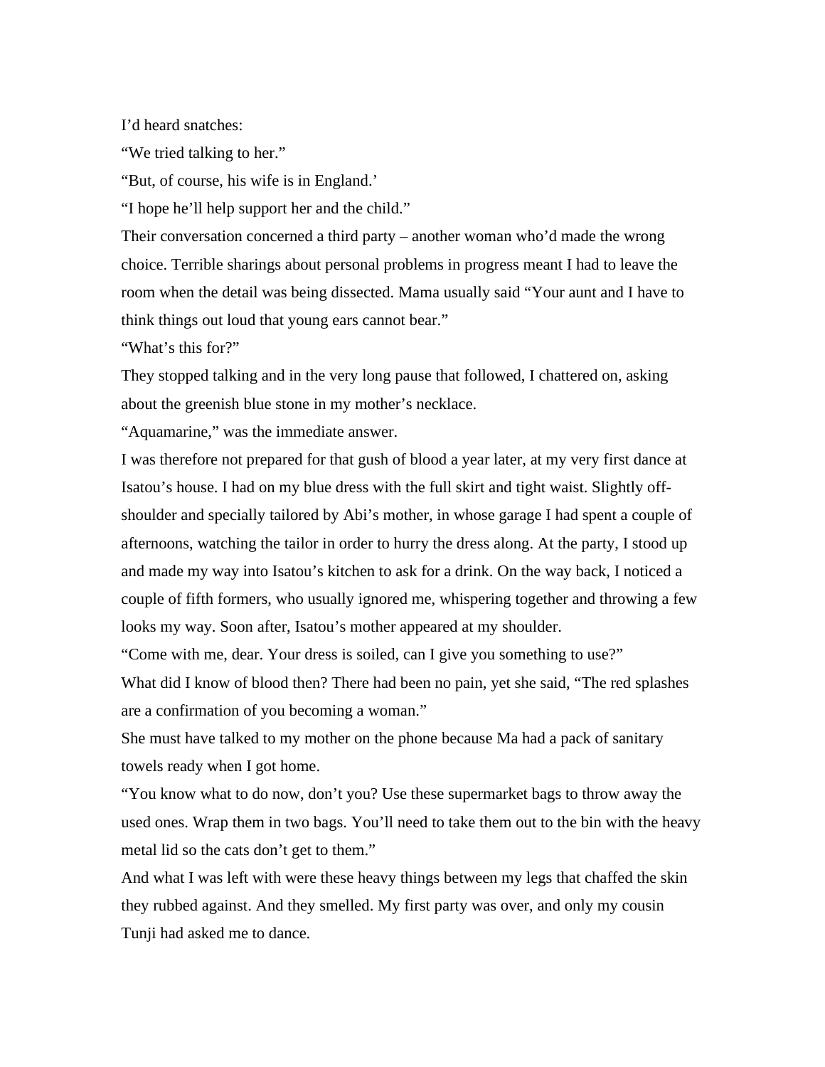I'd heard snatches:

"We tried talking to her."

"But, of course, his wife is in England.'

"I hope he'll help support her and the child."

Their conversation concerned a third party – another woman who'd made the wrong choice. Terrible sharings about personal problems in progress meant I had to leave the room when the detail was being dissected. Mama usually said "Your aunt and I have to think things out loud that young ears cannot bear."

"What's this for?"

They stopped talking and in the very long pause that followed, I chattered on, asking about the greenish blue stone in my mother's necklace.

"Aquamarine," was the immediate answer.

I was therefore not prepared for that gush of blood a year later, at my very first dance at Isatou's house. I had on my blue dress with the full skirt and tight waist. Slightly off-shoulder and specially tailored by Abi's mother, in whose garage I had spent a couple of afternoons, watching the tailor in order to hurry the dress along. At the party, I stood up and made my way into Isatou's kitchen to ask for a drink. On the way back, I noticed a couple of fifth formers, who usually ignored me, whispering together and throwing a few looks my way. Soon after, Isatou's mother appeared at my shoulder.

"Come with me, dear. Your dress is soiled, can I give you something to use?"

What did I know of blood then? There had been no pain, yet she said, "The red splashes are a confirmation of you becoming a woman."

She must have talked to my mother on the phone because Ma had a pack of sanitary towels ready when I got home.

"You know what to do now, don't you? Use these supermarket bags to throw away the used ones. Wrap them in two bags. You'll need to take them out to the bin with the heavy metal lid so the cats don't get to them."

And what I was left with were these heavy things between my legs that chaffed the skin they rubbed against. And they smelled. My first party was over, and only my cousin Tunji had asked me to dance.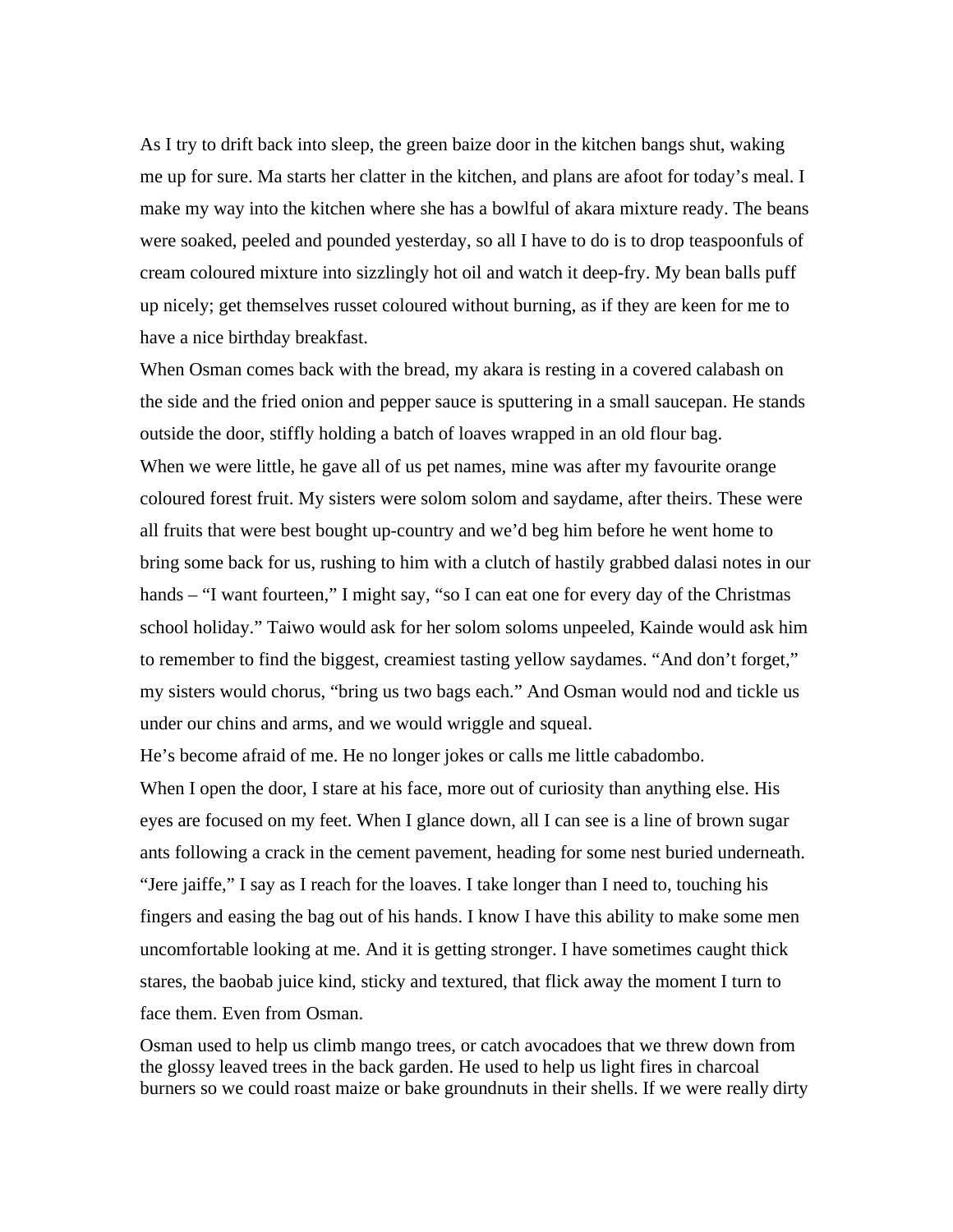As I try to drift back into sleep, the green baize door in the kitchen bangs shut, waking me up for sure. Ma starts her clatter in the kitchen, and plans are afoot for today's meal. I make my way into the kitchen where she has a bowlful of akara mixture ready. The beans were soaked, peeled and pounded yesterday, so all I have to do is to drop teaspoonfuls of cream coloured mixture into sizzlingly hot oil and watch it deep-fry. My bean balls puff up nicely; get themselves russet coloured without burning, as if they are keen for me to have a nice birthday breakfast.

When Osman comes back with the bread, my akara is resting in a covered calabash on the side and the fried onion and pepper sauce is sputtering in a small saucepan. He stands outside the door, stiffly holding a batch of loaves wrapped in an old flour bag.

When we were little, he gave all of us pet names, mine was after my favourite orange coloured forest fruit. My sisters were solom solom and saydame, after theirs. These were all fruits that were best bought up-country and we'd beg him before he went home to bring some back for us, rushing to him with a clutch of hastily grabbed dalasi notes in our hands – "I want fourteen," I might say, "so I can eat one for every day of the Christmas school holiday." Taiwo would ask for her solom soloms unpeeled, Kainde would ask him to remember to find the biggest, creamiest tasting yellow saydames. "And don't forget," my sisters would chorus, "bring us two bags each." And Osman would nod and tickle us under our chins and arms, and we would wriggle and squeal.

He's become afraid of me. He no longer jokes or calls me little cabadombo.

When I open the door, I stare at his face, more out of curiosity than anything else. His eyes are focused on my feet. When I glance down, all I can see is a line of brown sugar ants following a crack in the cement pavement, heading for some nest buried underneath.

"Jere jaiffe," I say as I reach for the loaves. I take longer than I need to, touching his fingers and easing the bag out of his hands. I know I have this ability to make some men uncomfortable looking at me. And it is getting stronger. I have sometimes caught thick stares, the baobab juice kind, sticky and textured, that flick away the moment I turn to face them. Even from Osman.

Osman used to help us climb mango trees, or catch avocadoes that we threw down from the glossy leaved trees in the back garden. He used to help us light fires in charcoal burners so we could roast maize or bake groundnuts in their shells. If we were really dirty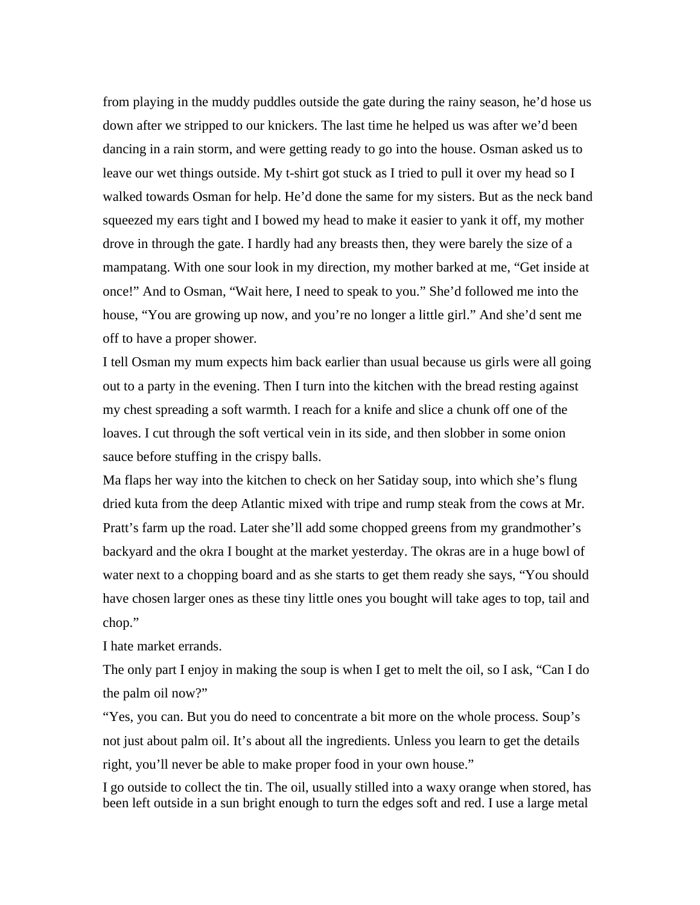from playing in the muddy puddles outside the gate during the rainy season, he'd hose us down after we stripped to our knickers. The last time he helped us was after we'd been dancing in a rain storm, and were getting ready to go into the house. Osman asked us to leave our wet things outside. My t-shirt got stuck as I tried to pull it over my head so I walked towards Osman for help. He'd done the same for my sisters. But as the neck band squeezed my ears tight and I bowed my head to make it easier to yank it off, my mother drove in through the gate. I hardly had any breasts then, they were barely the size of a mampatang. With one sour look in my direction, my mother barked at me, "Get inside at once!" And to Osman, "Wait here, I need to speak to you." She'd followed me into the house, "You are growing up now, and you're no longer a little girl." And she'd sent me off to have a proper shower.

I tell Osman my mum expects him back earlier than usual because us girls were all going out to a party in the evening. Then I turn into the kitchen with the bread resting against my chest spreading a soft warmth. I reach for a knife and slice a chunk off one of the loaves. I cut through the soft vertical vein in its side, and then slobber in some onion sauce before stuffing in the crispy balls.

Ma flaps her way into the kitchen to check on her Satiday soup, into which she's flung dried kuta from the deep Atlantic mixed with tripe and rump steak from the cows at Mr. Pratt's farm up the road. Later she'll add some chopped greens from my grandmother's backyard and the okra I bought at the market yesterday. The okras are in a huge bowl of water next to a chopping board and as she starts to get them ready she says, "You should have chosen larger ones as these tiny little ones you bought will take ages to top, tail and chop."

I hate market errands.

The only part I enjoy in making the soup is when I get to melt the oil, so I ask, "Can I do the palm oil now?"

"Yes, you can. But you do need to concentrate a bit more on the whole process. Soup's not just about palm oil. It's about all the ingredients. Unless you learn to get the details right, you'll never be able to make proper food in your own house."

I go outside to collect the tin. The oil, usually stilled into a waxy orange when stored, has been left outside in a sun bright enough to turn the edges soft and red. I use a large metal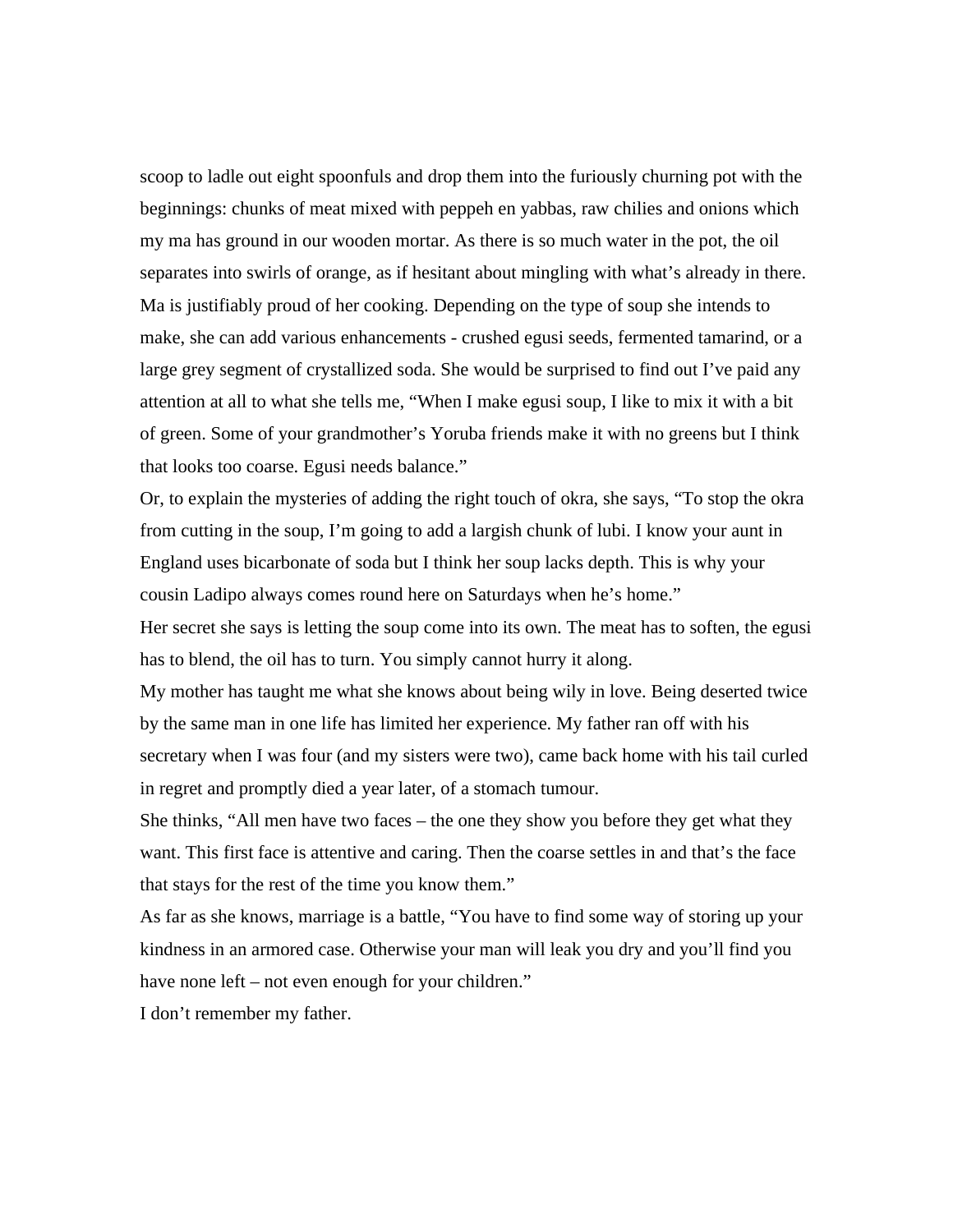scoop to ladle out eight spoonfuls and drop them into the furiously churning pot with the beginnings: chunks of meat mixed with peppeh en yabbas, raw chilies and onions which my ma has ground in our wooden mortar. As there is so much water in the pot, the oil separates into swirls of orange, as if hesitant about mingling with what's already in there.

Ma is justifiably proud of her cooking. Depending on the type of soup she intends to make, she can add various enhancements - crushed egusi seeds, fermented tamarind, or a large grey segment of crystallized soda. She would be surprised to find out I've paid any attention at all to what she tells me, "When I make egusi soup, I like to mix it with a bit of green. Some of your grandmother's Yoruba friends make it with no greens but I think that looks too coarse. Egusi needs balance."

Or, to explain the mysteries of adding the right touch of okra, she says, "To stop the okra from cutting in the soup, I'm going to add a largish chunk of lubi. I know your aunt in England uses bicarbonate of soda but I think her soup lacks depth. This is why your cousin Ladipo always comes round here on Saturdays when he's home."

Her secret she says is letting the soup come into its own. The meat has to soften, the egusi has to blend, the oil has to turn. You simply cannot hurry it along.

My mother has taught me what she knows about being wily in love. Being deserted twice by the same man in one life has limited her experience. My father ran off with his secretary when I was four (and my sisters were two), came back home with his tail curled in regret and promptly died a year later, of a stomach tumour.

She thinks, "All men have two faces – the one they show you before they get what they want. This first face is attentive and caring. Then the coarse settles in and that's the face that stays for the rest of the time you know them."

As far as she knows, marriage is a battle, "You have to find some way of storing up your kindness in an armored case. Otherwise your man will leak you dry and you'll find you have none left – not even enough for your children."

I don't remember my father.